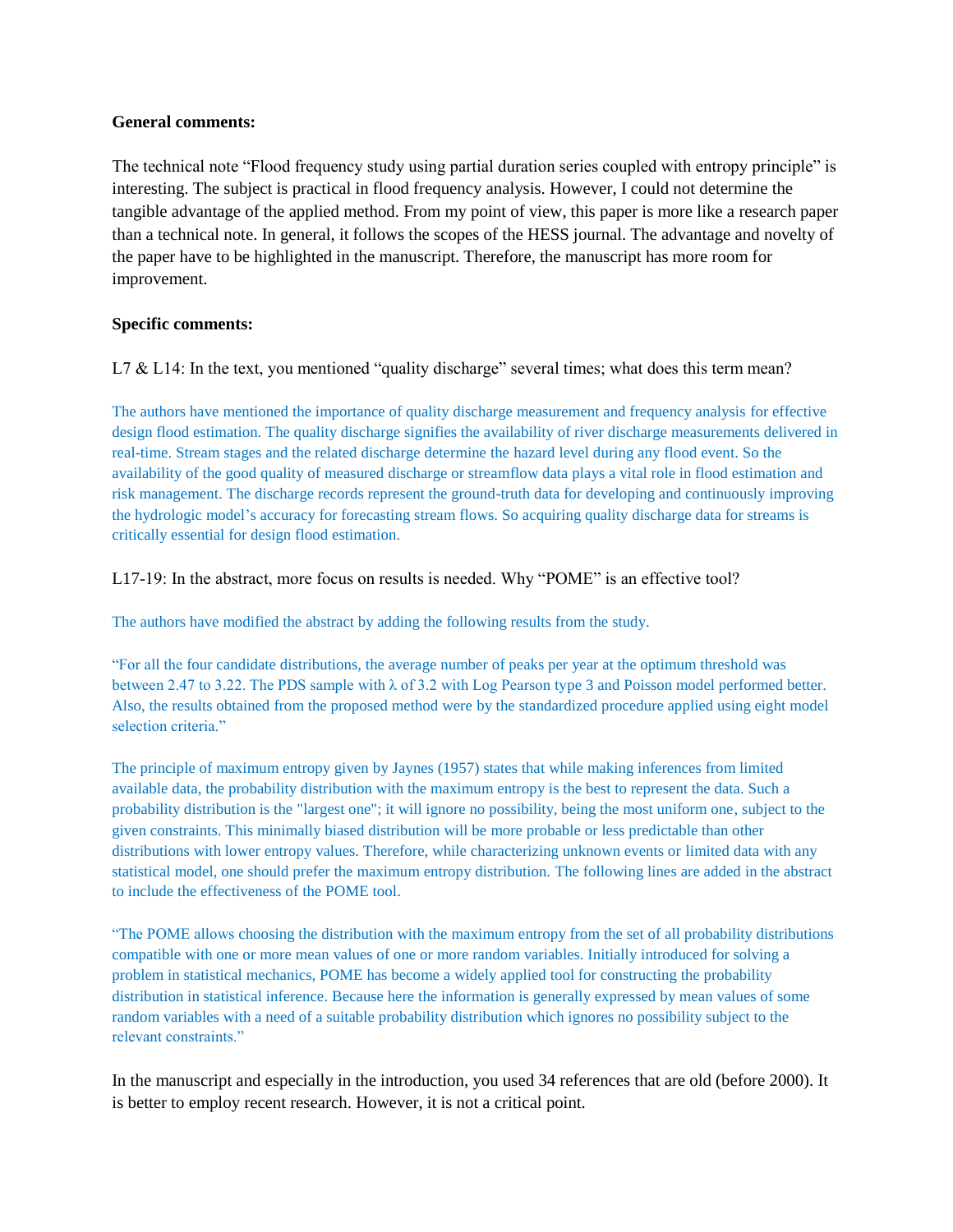**General comments:**

The technical note “Flood frequency study using partial duration series coupled with entropy principle” is interesting. The subject is practical in flood frequency analysis. However, I could not determine the tangible advantage of the applied method. From my point of view, this paper is more like a research paper than a technical note. In general, it follows the scopes of the HESS journal. The advantage and novelty of the paper have to be highlighted in the manuscript. Therefore, the manuscript has more room for improvement.

**Specific comments:**

L7 & L14: In the text, you mentioned “quality discharge” several times; what does this term mean?

The authors have mentioned the importance of quality discharge measurement and frequency analysis for effective design flood estimation. The quality discharge signifies the availability of river discharge measurements delivered in real-time. Stream stages and the related discharge determine the hazard level during any flood event. So the availability of the good quality of measured discharge or streamflow data plays a vital role in flood estimation and risk management. The discharge records represent the ground-truth data for developing and continuously improving the hydrologic model’s accuracy for forecasting stream flows. So acquiring quality discharge data for streams is critically essential for design flood estimation.

L17-19: In the abstract, more focus on results is needed. Why “POME” is an effective tool?

The authors have modified the abstract by adding the following results from the study.

“For all the four candidate distributions, the average number of peaks per year at the optimum threshold was between 2.47 to 3.22. The PDS sample with λ of 3.2 with Log Pearson type 3 and Poisson model performed better. Also, the results obtained from the proposed method were by the standardized procedure applied using eight model selection criteria.”

The principle of maximum entropy given by Jaynes (1957) states that while making inferences from limited available data, the probability distribution with the maximum entropy is the best to represent the data. Such a probability distribution is the "largest one"; it will ignore no possibility, being the most uniform one, subject to the given constraints. This minimally biased distribution will be more probable or less predictable than other distributions with lower entropy values. Therefore, while characterizing unknown events or limited data with any statistical model, one should prefer the maximum entropy distribution. The following lines are added in the abstract to include the effectiveness of the POME tool.

“The POME allows choosing the distribution with the maximum entropy from the set of all probability distributions compatible with one or more mean values of one or more random variables. Initially introduced for solving a problem in statistical mechanics, POME has become a widely applied tool for constructing the probability distribution in statistical inference. Because here the information is generally expressed by mean values of some random variables with a need of a suitable probability distribution which ignores no possibility subject to the relevant constraints.”

In the manuscript and especially in the introduction, you used 34 references that are old (before 2000). It is better to employ recent research. However, it is not a critical point.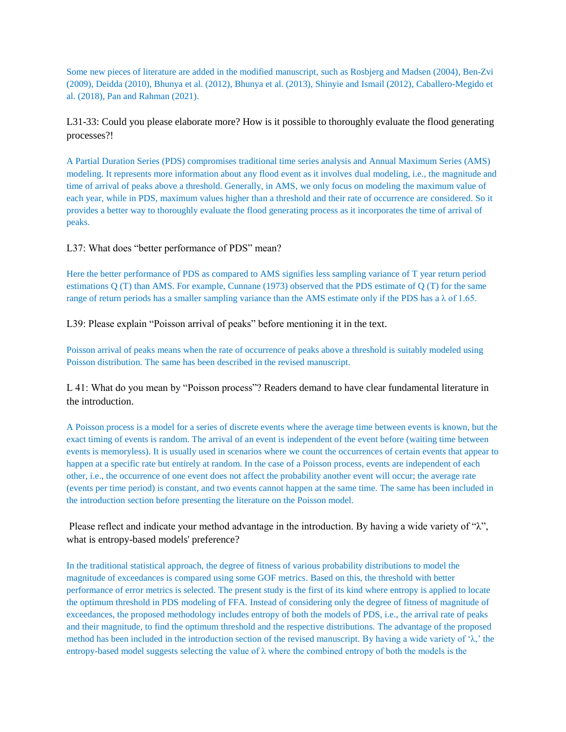Some new pieces of literature are added in the modified manuscript, such as Rosbjerg and Madsen (2004), Ben-Zvi (2009), Deidda (2010), Bhunya et al. (2012), Bhunya et al. (2013), Shinyie and Ismail (2012), Caballero-Megido et al. (2018), Pan and Rahman (2021).

L31-33: Could you please elaborate more? How is it possible to thoroughly evaluate the flood generating processes?!

A Partial Duration Series (PDS) compromises traditional time series analysis and Annual Maximum Series (AMS) modeling. It represents more information about any flood event as it involves dual modeling, i.e., the magnitude and time of arrival of peaks above a threshold. Generally, in AMS, we only focus on modeling the maximum value of each year, while in PDS, maximum values higher than a threshold and their rate of occurrence are considered. So it provides a better way to thoroughly evaluate the flood generating process as it incorporates the time of arrival of peaks.

L37: What does "better performance of PDS" mean?

Here the better performance of PDS as compared to AMS signifies less sampling variance of T year return period estimations Q (T) than AMS. For example, Cunnane (1973) observed that the PDS estimate of Q (T) for the same range of return periods has a smaller sampling variance than the AMS estimate only if the PDS has a λ of 1.65.

L39: Please explain "Poisson arrival of peaks" before mentioning it in the text.

Poisson arrival of peaks means when the rate of occurrence of peaks above a threshold is suitably modeled using Poisson distribution. The same has been described in the revised manuscript.

L 41: What do you mean by "Poisson process"? Readers demand to have clear fundamental literature in the introduction.

A Poisson process is a model for a series of discrete events where the average time between events is known, but the exact timing of events is random. The arrival of an event is independent of the event before (waiting time between events is memoryless). It is usually used in scenarios where we count the occurrences of certain events that appear to happen at a specific rate but entirely at random. In the case of a Poisson process, events are independent of each other, i.e., the occurrence of one event does not affect the probability another event will occur; the average rate (events per time period) is constant, and two events cannot happen at the same time. The same has been included in the introduction section before presenting the literature on the Poisson model.

Please reflect and indicate your method advantage in the introduction. By having a wide variety of "λ", what is entropy-based models' preference?

In the traditional statistical approach, the degree of fitness of various probability distributions to model the magnitude of exceedances is compared using some GOF metrics. Based on this, the threshold with better performance of error metrics is selected. The present study is the first of its kind where entropy is applied to locate the optimum threshold in PDS modeling of FFA. Instead of considering only the degree of fitness of magnitude of exceedances, the proposed methodology includes entropy of both the models of PDS, i.e., the arrival rate of peaks and their magnitude, to find the optimum threshold and the respective distributions. The advantage of the proposed method has been included in the introduction section of the revised manuscript. By having a wide variety of 'λ,' the entropy-based model suggests selecting the value of λ where the combined entropy of both the models is the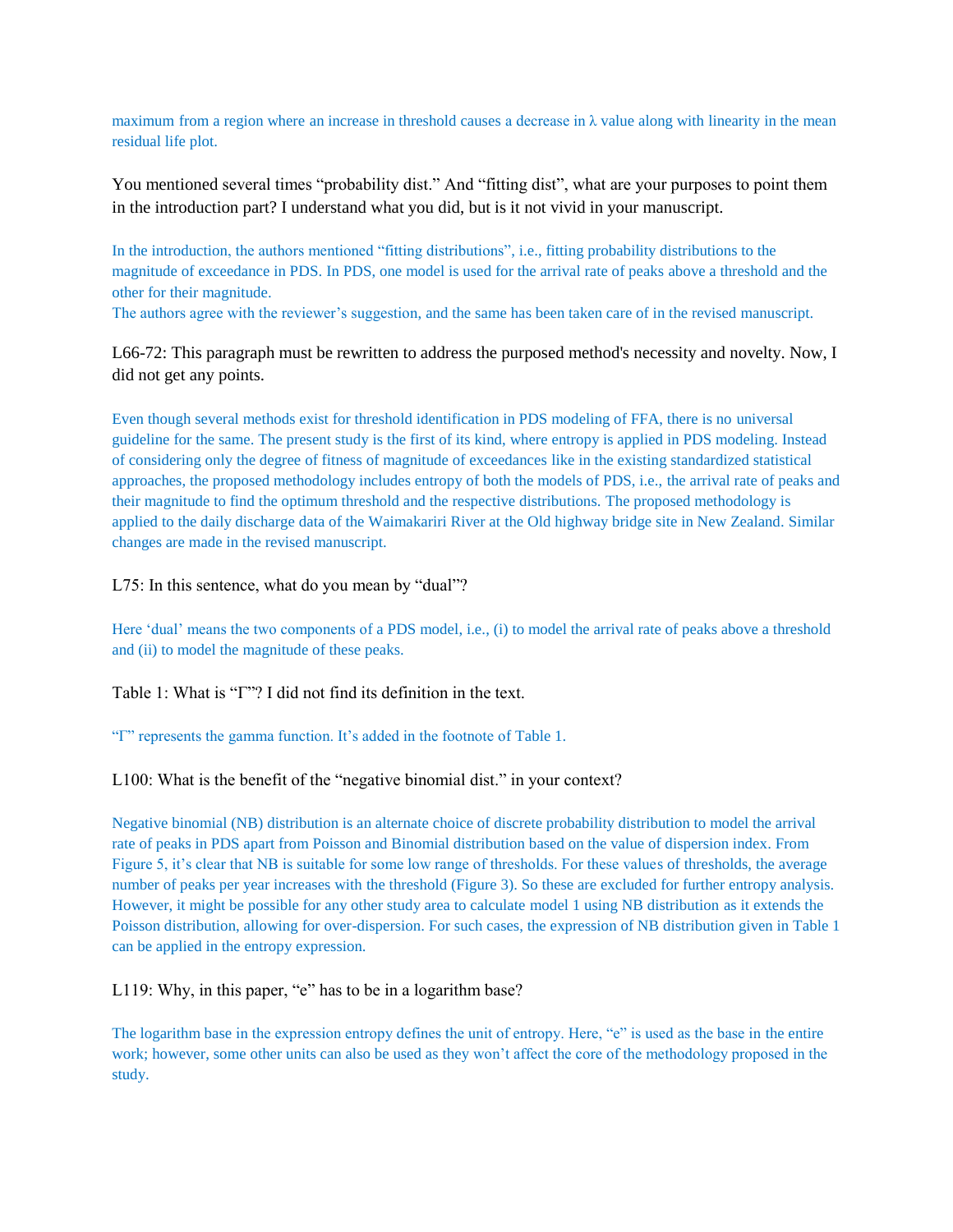maximum from a region where an increase in threshold causes a decrease in λ value along with linearity in the mean residual life plot.

You mentioned several times "probability dist." And "fitting dist", what are your purposes to point them in the introduction part? I understand what you did, but is it not vivid in your manuscript.

In the introduction, the authors mentioned "fitting distributions", i.e., fitting probability distributions to the magnitude of exceedance in PDS. In PDS, one model is used for the arrival rate of peaks above a threshold and the other for their magnitude.
The authors agree with the reviewer's suggestion, and the same has been taken care of in the revised manuscript.

L66-72: This paragraph must be rewritten to address the purposed method's necessity and novelty. Now, I did not get any points.

Even though several methods exist for threshold identification in PDS modeling of FFA, there is no universal guideline for the same. The present study is the first of its kind, where entropy is applied in PDS modeling. Instead of considering only the degree of fitness of magnitude of exceedances like in the existing standardized statistical approaches, the proposed methodology includes entropy of both the models of PDS, i.e., the arrival rate of peaks and their magnitude to find the optimum threshold and the respective distributions. The proposed methodology is applied to the daily discharge data of the Waimakariri River at the Old highway bridge site in New Zealand. Similar changes are made in the revised manuscript.

L75: In this sentence, what do you mean by "dual"?

Here 'dual' means the two components of a PDS model, i.e., (i) to model the arrival rate of peaks above a threshold and (ii) to model the magnitude of these peaks.

Table 1: What is "Γ"? I did not find its definition in the text.

"Γ" represents the gamma function. It's added in the footnote of Table 1.

L100: What is the benefit of the "negative binomial dist." in your context?

Negative binomial (NB) distribution is an alternate choice of discrete probability distribution to model the arrival rate of peaks in PDS apart from Poisson and Binomial distribution based on the value of dispersion index. From Figure 5, it's clear that NB is suitable for some low range of thresholds. For these values of thresholds, the average number of peaks per year increases with the threshold (Figure 3). So these are excluded for further entropy analysis. However, it might be possible for any other study area to calculate model 1 using NB distribution as it extends the Poisson distribution, allowing for over-dispersion. For such cases, the expression of NB distribution given in Table 1 can be applied in the entropy expression.

L119: Why, in this paper, "e" has to be in a logarithm base?

The logarithm base in the expression entropy defines the unit of entropy. Here, "e" is used as the base in the entire work; however, some other units can also be used as they won't affect the core of the methodology proposed in the study.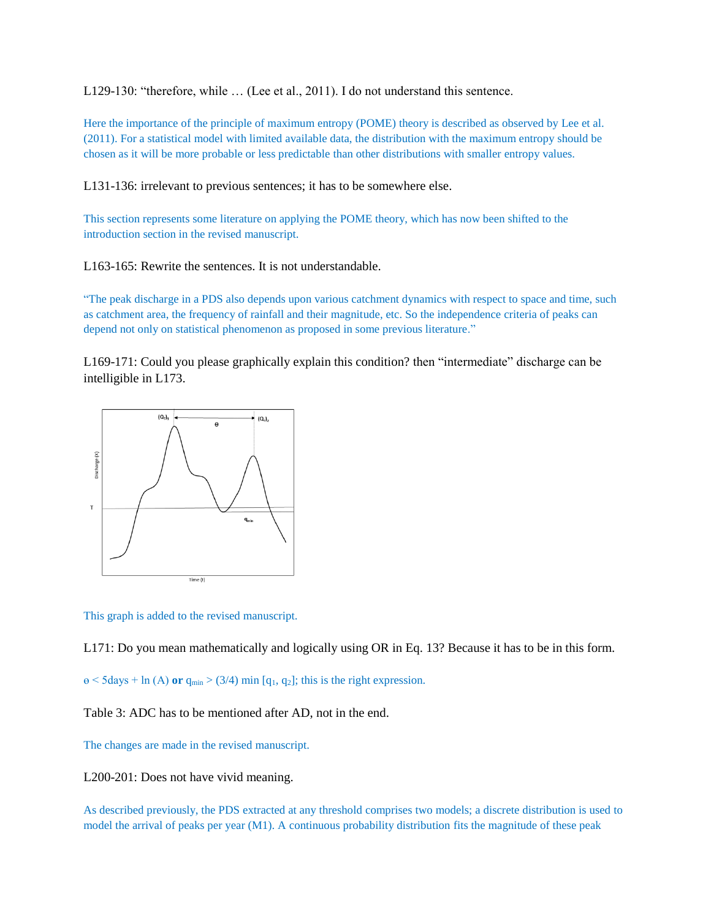L129-130: "therefore, while … (Lee et al., 2011). I do not understand this sentence.

Here the importance of the principle of maximum entropy (POME) theory is described as observed by Lee et al. (2011). For a statistical model with limited available data, the distribution with the maximum entropy should be chosen as it will be more probable or less predictable than other distributions with smaller entropy values.

L131-136: irrelevant to previous sentences; it has to be somewhere else.

This section represents some literature on applying the POME theory, which has now been shifted to the introduction section in the revised manuscript.

L163-165: Rewrite the sentences. It is not understandable.

"The peak discharge in a PDS also depends upon various catchment dynamics with respect to space and time, such as catchment area, the frequency of rainfall and their magnitude, etc. So the independence criteria of peaks can depend not only on statistical phenomenon as proposed in some previous literature."

L169-171: Could you please graphically explain this condition? then "intermediate" discharge can be intelligible in L173.

This graph is added to the revised manuscript.

L171: Do you mean mathematically and logically using OR in Eq. 13? Because it has to be in this form.

$\theta < 5\text{days} + \ln(A)$ **or** $q_{min} > (3/4) \min[q_1, q_2]$; this is the right expression.

Table 3: ADC has to be mentioned after AD, not in the end.

The changes are made in the revised manuscript.

L200-201: Does not have vivid meaning.

As described previously, the PDS extracted at any threshold comprises two models; a discrete distribution is used to model the arrival of peaks per year (M1). A continuous probability distribution fits the magnitude of these peak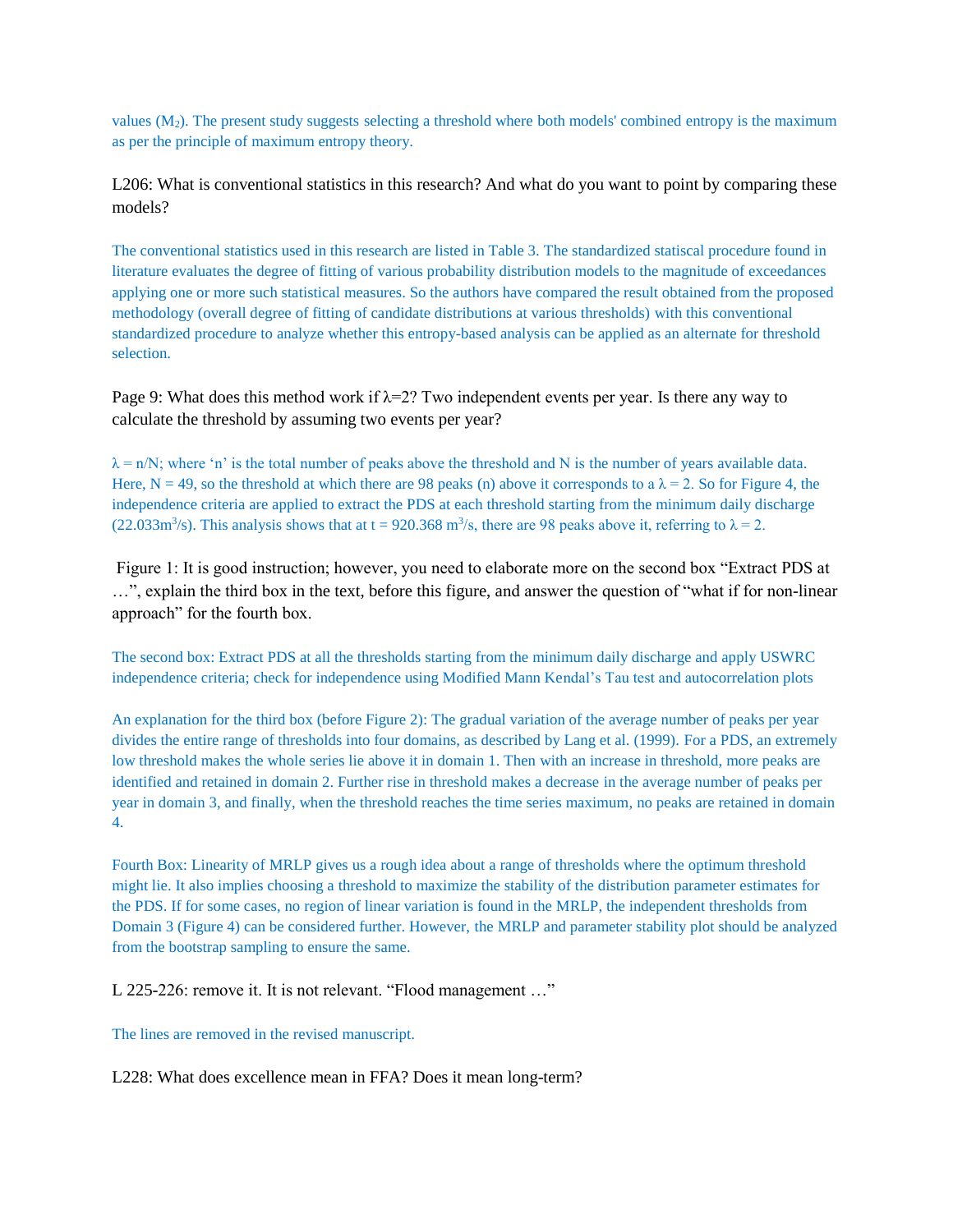values ($M_2$). The present study suggests selecting a threshold where both models' combined entropy is the maximum as per the principle of maximum entropy theory.

L206: What is conventional statistics in this research? And what do you want to point by comparing these models?

The conventional statistics used in this research are listed in Table 3. The standardized statiscal procedure found in literature evaluates the degree of fitting of various probability distribution models to the magnitude of exceedances applying one or more such statistical measures. So the authors have compared the result obtained from the proposed methodology (overall degree of fitting of candidate distributions at various thresholds) with this conventional standardized procedure to analyze whether this entropy-based analysis can be applied as an alternate for threshold selection.

Page 9: What does this method work if $\lambda$=2? Two independent events per year. Is there any way to calculate the threshold by assuming two events per year?

$\lambda = n/N$; where 'n' is the total number of peaks above the threshold and N is the number of years available data. Here, N = 49, so the threshold at which there are 98 peaks (n) above it corresponds to a $\lambda = 2$. So for Figure 4, the independence criteria are applied to extract the PDS at each threshold starting from the minimum daily discharge ($22.033 m^3/s$). This analysis shows that at t = $920.368 m^3/s$, there are 98 peaks above it, referring to $\lambda = 2$.

Figure 1: It is good instruction; however, you need to elaborate more on the second box "Extract PDS at …", explain the third box in the text, before this figure, and answer the question of "what if for non-linear approach" for the fourth box.

The second box: Extract PDS at all the thresholds starting from the minimum daily discharge and apply USWRC independence criteria; check for independence using Modified Mann Kendal's Tau test and autocorrelation plots

An explanation for the third box (before Figure 2): The gradual variation of the average number of peaks per year divides the entire range of thresholds into four domains, as described by Lang et al. (1999). For a PDS, an extremely low threshold makes the whole series lie above it in domain 1. Then with an increase in threshold, more peaks are identified and retained in domain 2. Further rise in threshold makes a decrease in the average number of peaks per year in domain 3, and finally, when the threshold reaches the time series maximum, no peaks are retained in domain 4.

Fourth Box: Linearity of MRLP gives us a rough idea about a range of thresholds where the optimum threshold might lie. It also implies choosing a threshold to maximize the stability of the distribution parameter estimates for the PDS. If for some cases, no region of linear variation is found in the MRLP, the independent thresholds from Domain 3 (Figure 4) can be considered further. However, the MRLP and parameter stability plot should be analyzed from the bootstrap sampling to ensure the same.

L 225-226: remove it. It is not relevant. "Flood management …"

The lines are removed in the revised manuscript.

L228: What does excellence mean in FFA? Does it mean long-term?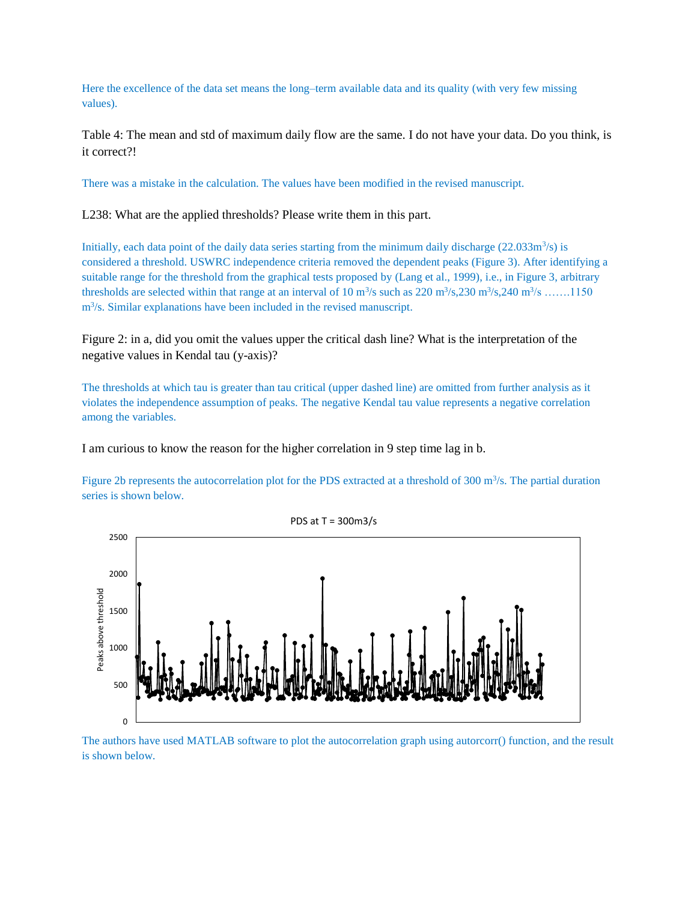Here the excellence of the data set means the long–term available data and its quality (with very few missing values).

Table 4: The mean and std of maximum daily flow are the same. I do not have your data. Do you think, is it correct?!

There was a mistake in the calculation. The values have been modified in the revised manuscript.

L238: What are the applied thresholds? Please write them in this part.

Initially, each data point of the daily data series starting from the minimum daily discharge (22.033m$^3$/s) is considered a threshold. USWRC independence criteria removed the dependent peaks (Figure 3). After identifying a suitable range for the threshold from the graphical tests proposed by (Lang et al., 1999), i.e., in Figure 3, arbitrary thresholds are selected within that range at an interval of 10 m$^3$/s such as 220 m$^3$/s,230 m$^3$/s,240 m$^3$/s …….1150 m$^3$/s. Similar explanations have been included in the revised manuscript.

Figure 2: in a, did you omit the values upper the critical dash line? What is the interpretation of the negative values in Kendal tau (y-axis)?

The thresholds at which tau is greater than tau critical (upper dashed line) are omitted from further analysis as it violates the independence assumption of peaks. The negative Kendal tau value represents a negative correlation among the variables.

I am curious to know the reason for the higher correlation in 9 step time lag in b.

Figure 2b represents the autocorrelation plot for the PDS extracted at a threshold of 300 m$^3$/s. The partial duration series is shown below.

The authors have used MATLAB software to plot the autocorrelation graph using autorcorr() function, and the result is shown below.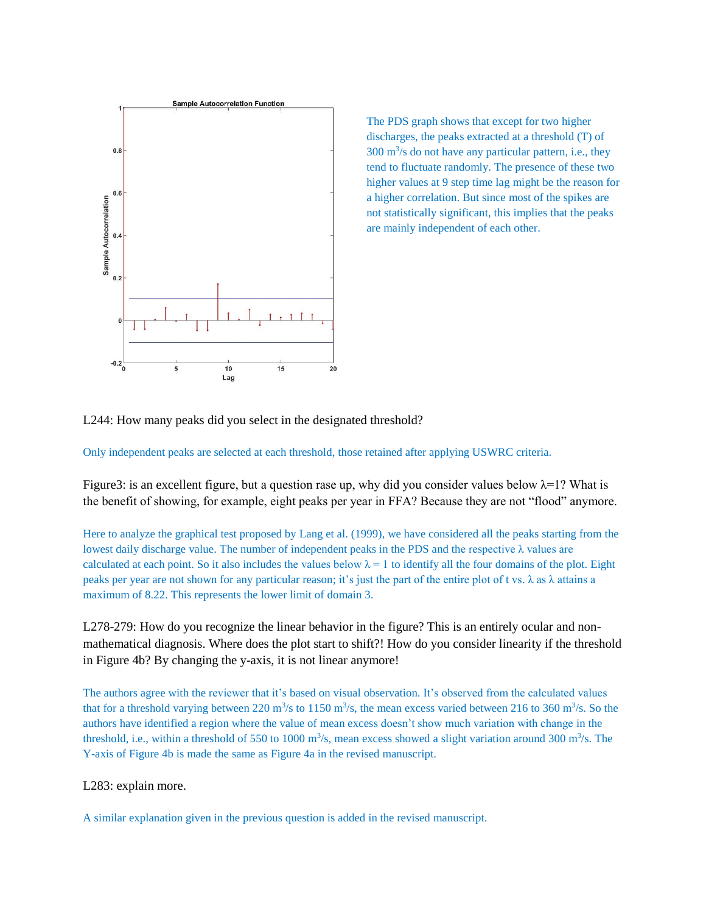The PDS graph shows that except for two higher discharges, the peaks extracted at a threshold (T) of 300 $m^3/s$ do not have any particular pattern, i.e., they tend to fluctuate randomly. The presence of these two higher values at 9 step time lag might be the reason for a higher correlation. But since most of the spikes are not statistically significant, this implies that the peaks are mainly independent of each other.

L244: How many peaks did you select in the designated threshold?

Only independent peaks are selected at each threshold, those retained after applying USWRC criteria.

Figure3: is an excellent figure, but a question rase up, why did you consider values below $\lambda$=1? What is the benefit of showing, for example, eight peaks per year in FFA? Because they are not "flood" anymore.

Here to analyze the graphical test proposed by Lang et al. (1999), we have considered all the peaks starting from the lowest daily discharge value. The number of independent peaks in the PDS and the respective $\lambda$ values are calculated at each point. So it also includes the values below $\lambda = 1$ to identify all the four domains of the plot. Eight peaks per year are not shown for any particular reason; it's just the part of the entire plot of t vs. $\lambda$ as $\lambda$ attains a maximum of 8.22. This represents the lower limit of domain 3.

L278-279: How do you recognize the linear behavior in the figure? This is an entirely ocular and non-mathematical diagnosis. Where does the plot start to shift?! How do you consider linearity if the threshold in Figure 4b? By changing the y-axis, it is not linear anymore!

The authors agree with the reviewer that it's based on visual observation. It's observed from the calculated values that for a threshold varying between 220 $m^3/s$ to 1150 $m^3/s$, the mean excess varied between 216 to 360 $m^3/s$. So the authors have identified a region where the value of mean excess doesn't show much variation with change in the threshold, i.e., within a threshold of 550 to 1000 $m^3/s$, mean excess showed a slight variation around 300 $m^3/s$. The Y-axis of Figure 4b is made the same as Figure 4a in the revised manuscript.

L283: explain more.

A similar explanation given in the previous question is added in the revised manuscript.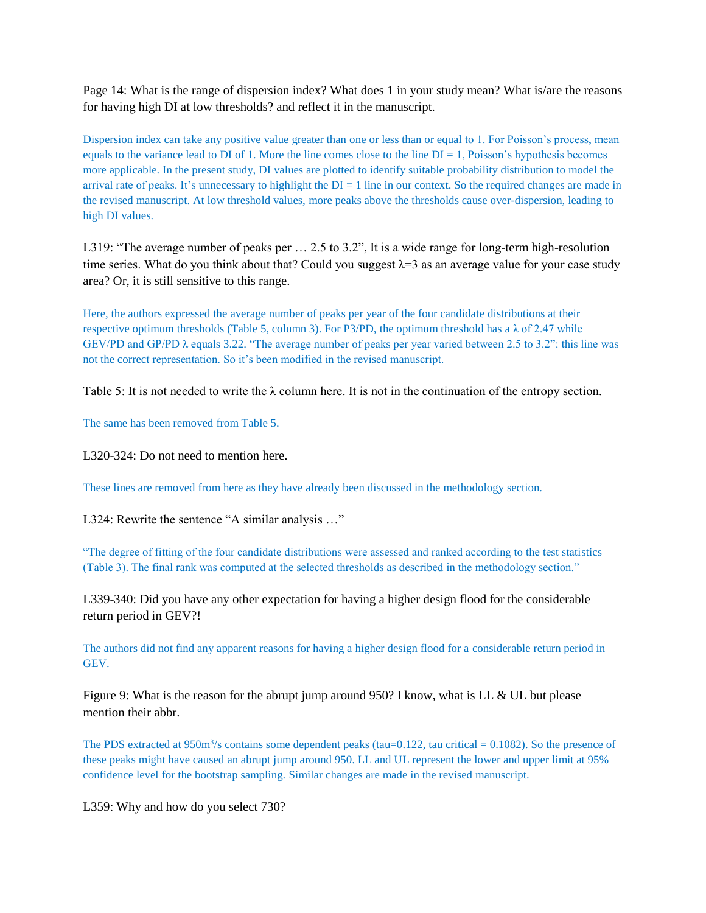Page 14: What is the range of dispersion index? What does 1 in your study mean? What is/are the reasons for having high DI at low thresholds? and reflect it in the manuscript.

Dispersion index can take any positive value greater than one or less than or equal to 1. For Poisson's process, mean equals to the variance lead to DI of 1. More the line comes close to the line DI = 1, Poisson's hypothesis becomes more applicable. In the present study, DI values are plotted to identify suitable probability distribution to model the arrival rate of peaks. It's unnecessary to highlight the DI = 1 line in our context. So the required changes are made in the revised manuscript. At low threshold values, more peaks above the thresholds cause over-dispersion, leading to high DI values.

L319: "The average number of peaks per … 2.5 to 3.2", It is a wide range for long-term high-resolution time series. What do you think about that? Could you suggest $\lambda$=3 as an average value for your case study area? Or, it is still sensitive to this range.

Here, the authors expressed the average number of peaks per year of the four candidate distributions at their respective optimum thresholds (Table 5, column 3). For P3/PD, the optimum threshold has a $\lambda$ of 2.47 while GEV/PD and GP/PD $\lambda$ equals 3.22. "The average number of peaks per year varied between 2.5 to 3.2": this line was not the correct representation. So it's been modified in the revised manuscript.

Table 5: It is not needed to write the $\lambda$ column here. It is not in the continuation of the entropy section.

The same has been removed from Table 5.

L320-324: Do not need to mention here.

These lines are removed from here as they have already been discussed in the methodology section.

L324: Rewrite the sentence "A similar analysis …"

"The degree of fitting of the four candidate distributions were assessed and ranked according to the test statistics (Table 3). The final rank was computed at the selected thresholds as described in the methodology section."

L339-340: Did you have any other expectation for having a higher design flood for the considerable return period in GEV?!

The authors did not find any apparent reasons for having a higher design flood for a considerable return period in GEV.

Figure 9: What is the reason for the abrupt jump around 950? I know, what is LL & UL but please mention their abbr.

The PDS extracted at 950$m^3$/s contains some dependent peaks (tau=0.122, tau critical = 0.1082). So the presence of these peaks might have caused an abrupt jump around 950. LL and UL represent the lower and upper limit at 95% confidence level for the bootstrap sampling. Similar changes are made in the revised manuscript.

L359: Why and how do you select 730?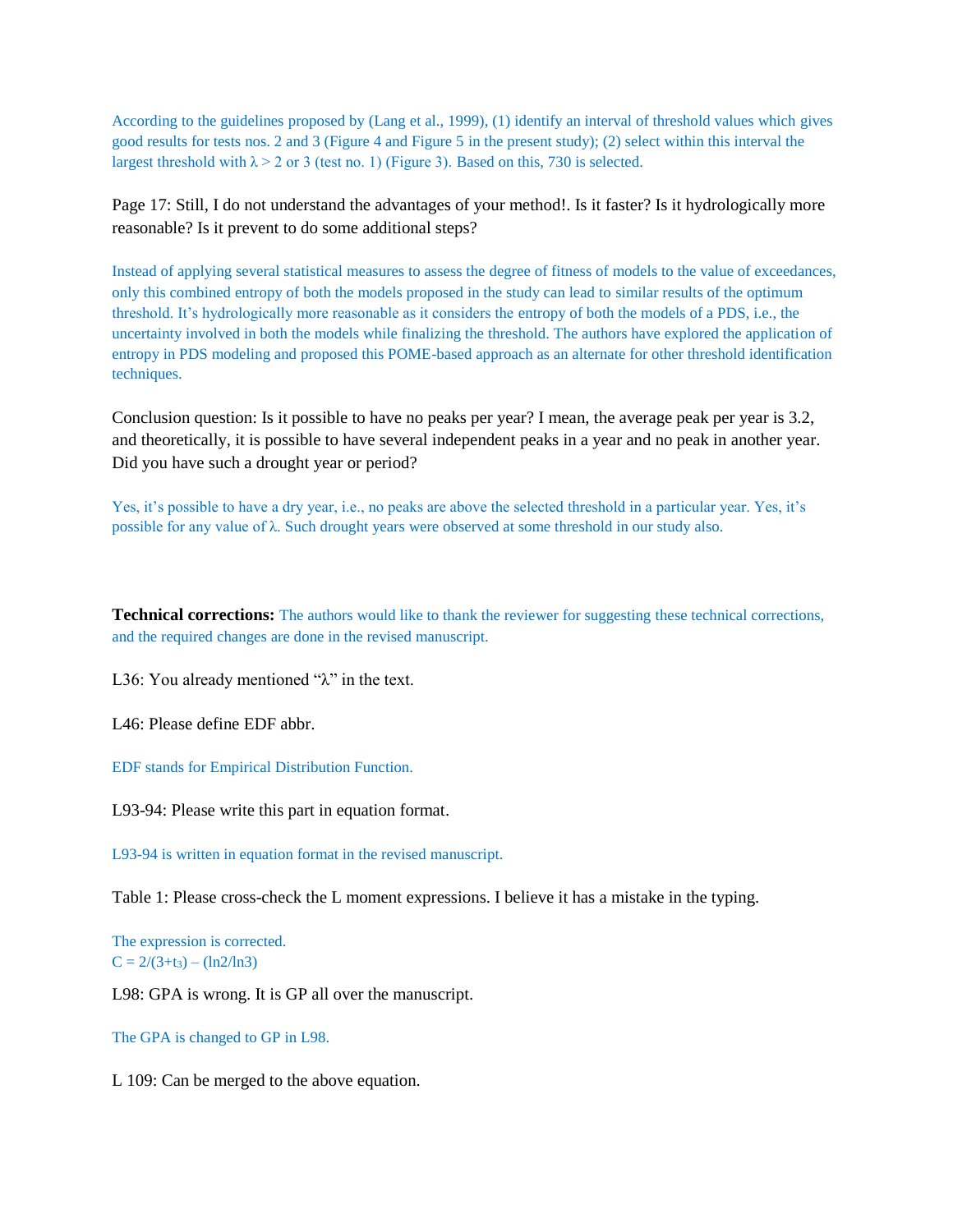According to the guidelines proposed by (Lang et al., 1999), (1) identify an interval of threshold values which gives good results for tests nos. 2 and 3 (Figure 4 and Figure 5 in the present study); (2) select within this interval the largest threshold with $\lambda > 2$ or 3 (test no. 1) (Figure 3). Based on this, 730 is selected.

Page 17: Still, I do not understand the advantages of your method!. Is it faster? Is it hydrologically more reasonable? Is it prevent to do some additional steps?

Instead of applying several statistical measures to assess the degree of fitness of models to the value of exceedances, only this combined entropy of both the models proposed in the study can lead to similar results of the optimum threshold. It's hydrologically more reasonable as it considers the entropy of both the models of a PDS, i.e., the uncertainty involved in both the models while finalizing the threshold. The authors have explored the application of entropy in PDS modeling and proposed this POME-based approach as an alternate for other threshold identification techniques.

Conclusion question: Is it possible to have no peaks per year? I mean, the average peak per year is 3.2, and theoretically, it is possible to have several independent peaks in a year and no peak in another year. Did you have such a drought year or period?

Yes, it's possible to have a dry year, i.e., no peaks are above the selected threshold in a particular year. Yes, it's possible for any value of $\lambda$. Such drought years were observed at some threshold in our study also.

**Technical corrections:** The authors would like to thank the reviewer for suggesting these technical corrections, and the required changes are done in the revised manuscript.

L36: You already mentioned "$\lambda$" in the text.

L46: Please define EDF abbr.

EDF stands for Empirical Distribution Function.

L93-94: Please write this part in equation format.

L93-94 is written in equation format in the revised manuscript.

Table 1: Please cross-check the L moment expressions. I believe it has a mistake in the typing.

The expression is corrected.
$C = 2/(3+t_3) - (\ln 2/\ln 3)$

L98: GPA is wrong. It is GP all over the manuscript.

The GPA is changed to GP in L98.

L 109: Can be merged to the above equation.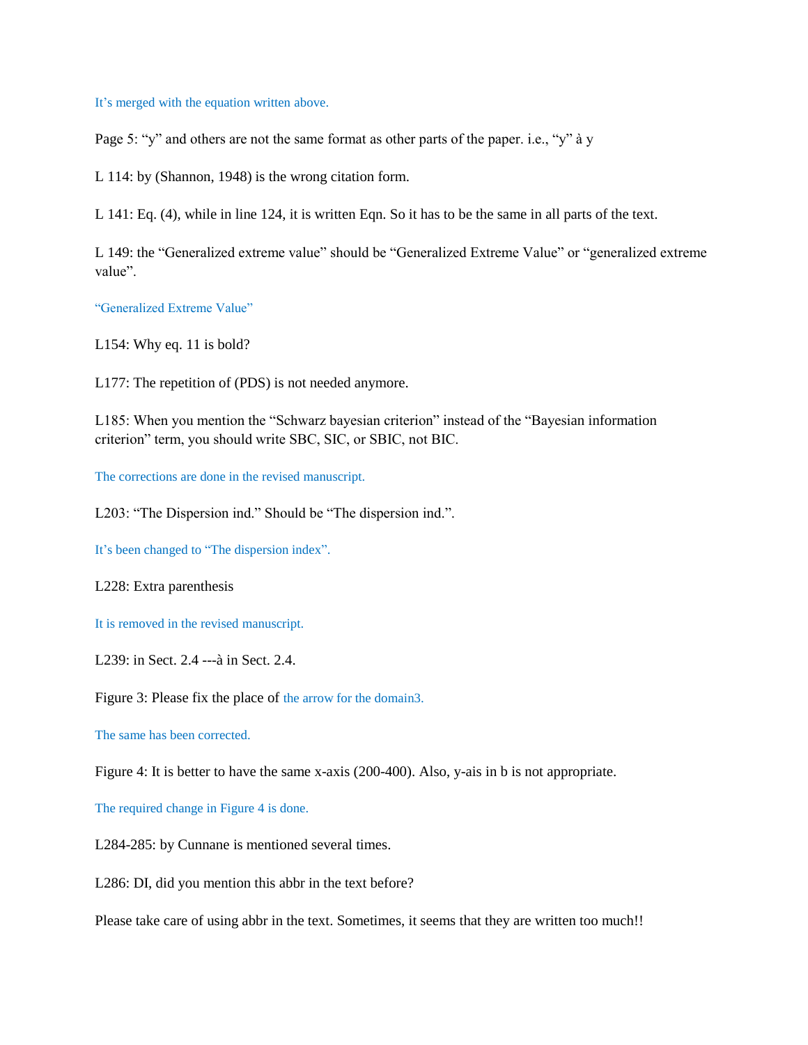It's merged with the equation written above.

Page 5: "y" and others are not the same format as other parts of the paper. i.e., "y" à y

L 114: by (Shannon, 1948) is the wrong citation form.

L 141: Eq. (4), while in line 124, it is written Eqn. So it has to be the same in all parts of the text.

L 149: the "Generalized extreme value" should be "Generalized Extreme Value" or "generalized extreme value".

"Generalized Extreme Value"

L154: Why eq. 11 is bold?

L177: The repetition of (PDS) is not needed anymore.

L185: When you mention the "Schwarz bayesian criterion" instead of the "Bayesian information criterion" term, you should write SBC, SIC, or SBIC, not BIC.

The corrections are done in the revised manuscript.

L203: "The Dispersion ind." Should be "The dispersion ind.".

It's been changed to "The dispersion index".

L228: Extra parenthesis

It is removed in the revised manuscript.

L239: in Sect. 2.4 ---à in Sect. 2.4.

Figure 3: Please fix the place of the arrow for the domain3.

The same has been corrected.

Figure 4: It is better to have the same x-axis (200-400). Also, y-ais in b is not appropriate.

The required change in Figure 4 is done.

L284-285: by Cunnane is mentioned several times.

L286: DI, did you mention this abbr in the text before?

Please take care of using abbr in the text. Sometimes, it seems that they are written too much!!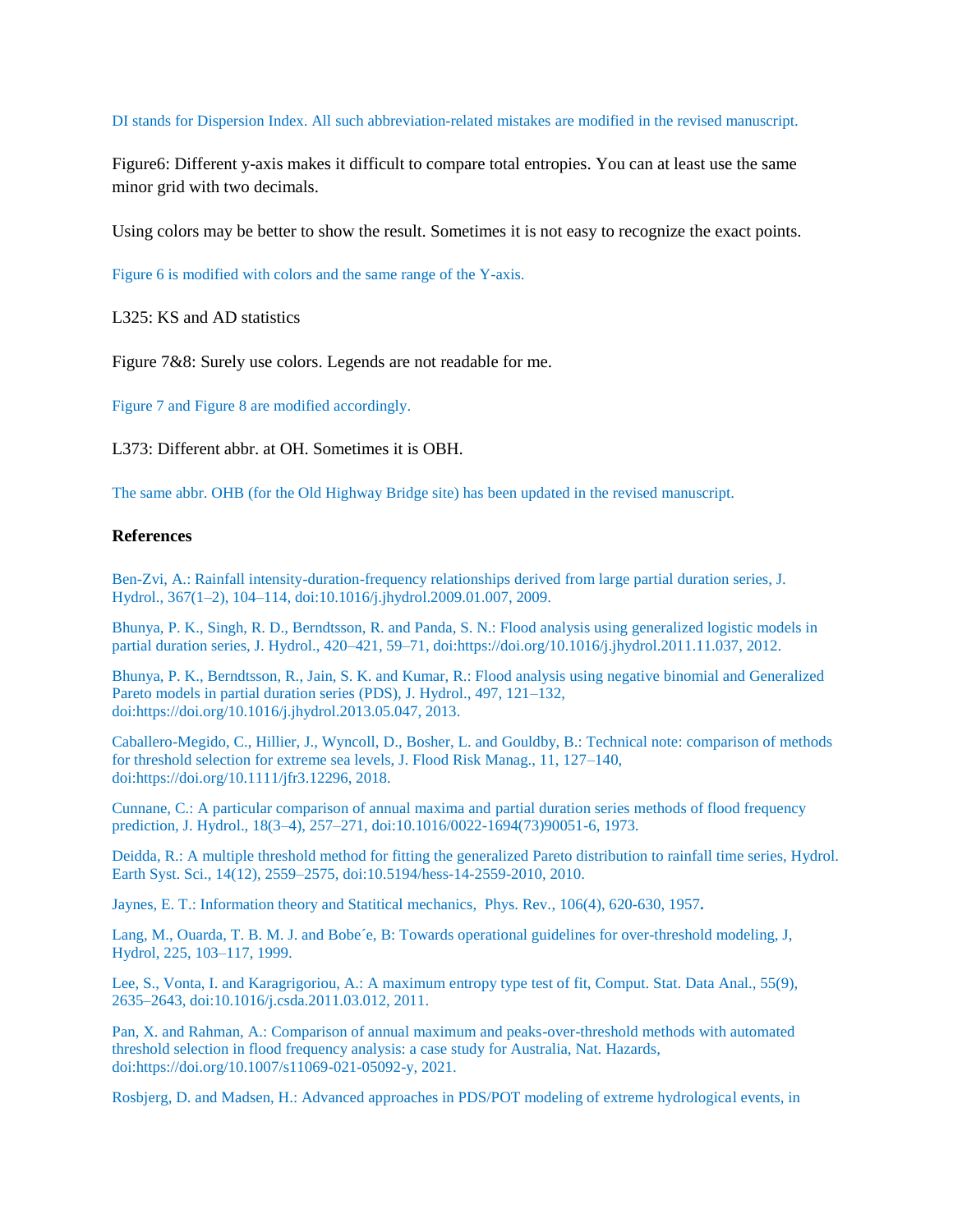DI stands for Dispersion Index. All such abbreviation-related mistakes are modified in the revised manuscript.

Figure6: Different y-axis makes it difficult to compare total entropies. You can at least use the same minor grid with two decimals.

Using colors may be better to show the result. Sometimes it is not easy to recognize the exact points.

Figure 6 is modified with colors and the same range of the Y-axis.

L325: KS and AD statistics

Figure 7&8: Surely use colors. Legends are not readable for me.

Figure 7 and Figure 8 are modified accordingly.

L373: Different abbr. at OH. Sometimes it is OBH.

The same abbr. OHB (for the Old Highway Bridge site) has been updated in the revised manuscript.

## References

Ben-Zvi, A.: Rainfall intensity-duration-frequency relationships derived from large partial duration series, J. Hydrol., 367(1–2), 104–114, doi:10.1016/j.jhydrol.2009.01.007, 2009.

Bhunya, P. K., Singh, R. D., Berndtsson, R. and Panda, S. N.: Flood analysis using generalized logistic models in partial duration series, J. Hydrol., 420–421, 59–71, doi:https://doi.org/10.1016/j.jhydrol.2011.11.037, 2012.

Bhunya, P. K., Berndtsson, R., Jain, S. K. and Kumar, R.: Flood analysis using negative binomial and Generalized Pareto models in partial duration series (PDS), J. Hydrol., 497, 121–132, doi:https://doi.org/10.1016/j.jhydrol.2013.05.047, 2013.

Caballero-Megido, C., Hillier, J., Wyncoll, D., Bosher, L. and Gouldby, B.: Technical note: comparison of methods for threshold selection for extreme sea levels, J. Flood Risk Manag., 11, 127–140, doi:https://doi.org/10.1111/jfr3.12296, 2018.

Cunnane, C.: A particular comparison of annual maxima and partial duration series methods of flood frequency prediction, J. Hydrol., 18(3–4), 257–271, doi:10.1016/0022-1694(73)90051-6, 1973.

Deidda, R.: A multiple threshold method for fitting the generalized Pareto distribution to rainfall time series, Hydrol. Earth Syst. Sci., 14(12), 2559–2575, doi:10.5194/hess-14-2559-2010, 2010.

Jaynes, E. T.: Information theory and Statitical mechanics, Phys. Rev., 106(4), 620-630, 1957.

Lang, M., Ouarda, T. B. M. J. and Bobe´e, B: Towards operational guidelines for over-threshold modeling, J, Hydrol, 225, 103–117, 1999.

Lee, S., Vonta, I. and Karagrigoriou, A.: A maximum entropy type test of fit, Comput. Stat. Data Anal., 55(9), 2635–2643, doi:10.1016/j.csda.2011.03.012, 2011.

Pan, X. and Rahman, A.: Comparison of annual maximum and peaks-over-threshold methods with automated threshold selection in flood frequency analysis: a case study for Australia, Nat. Hazards, doi:https://doi.org/10.1007/s11069-021-05092-y, 2021.

Rosbjerg, D. and Madsen, H.: Advanced approaches in PDS/POT modeling of extreme hydrological events, in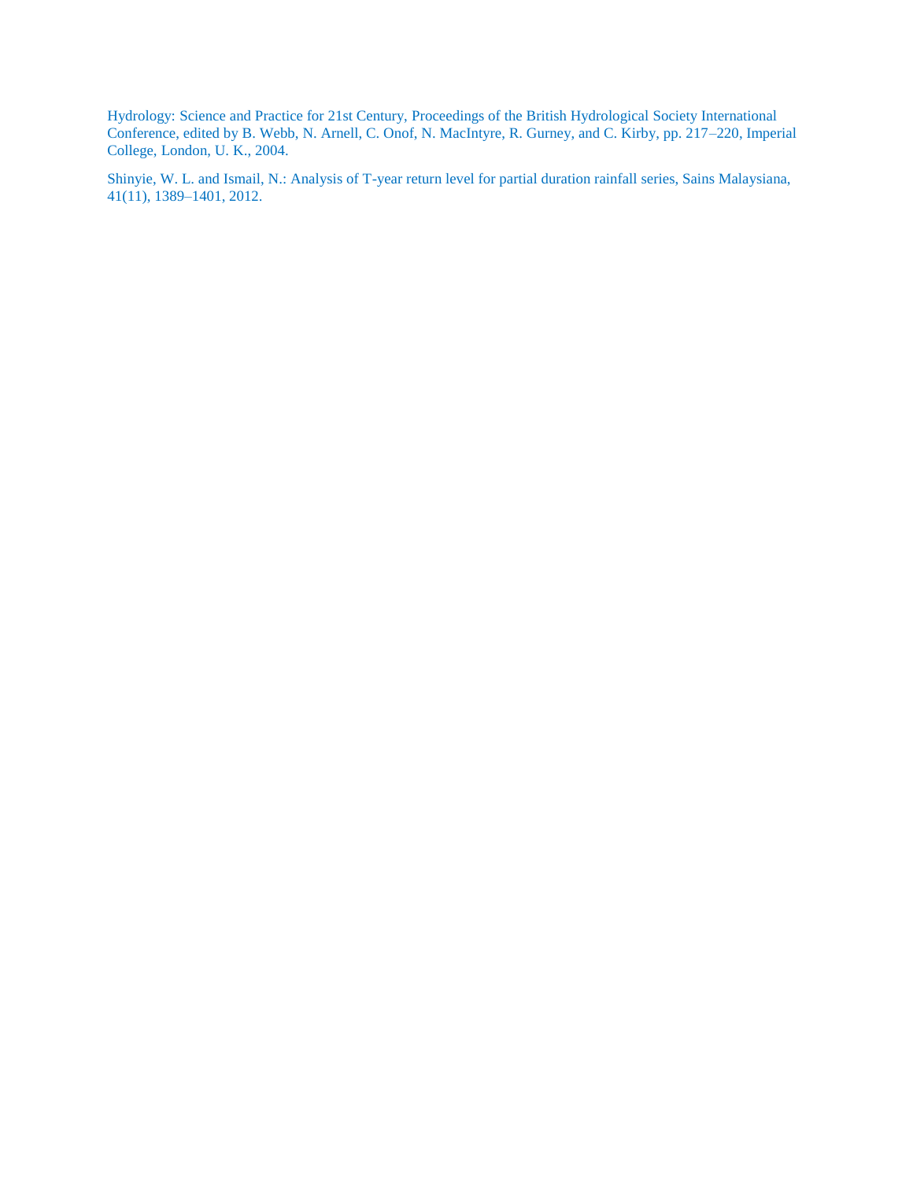Hydrology: Science and Practice for 21st Century, Proceedings of the British Hydrological Society International Conference, edited by B. Webb, N. Arnell, C. Onof, N. MacIntyre, R. Gurney, and C. Kirby, pp. 217–220, Imperial College, London, U. K., 2004.

Shinyie, W. L. and Ismail, N.: Analysis of T-year return level for partial duration rainfall series, Sains Malaysiana, 41(11), 1389–1401, 2012.